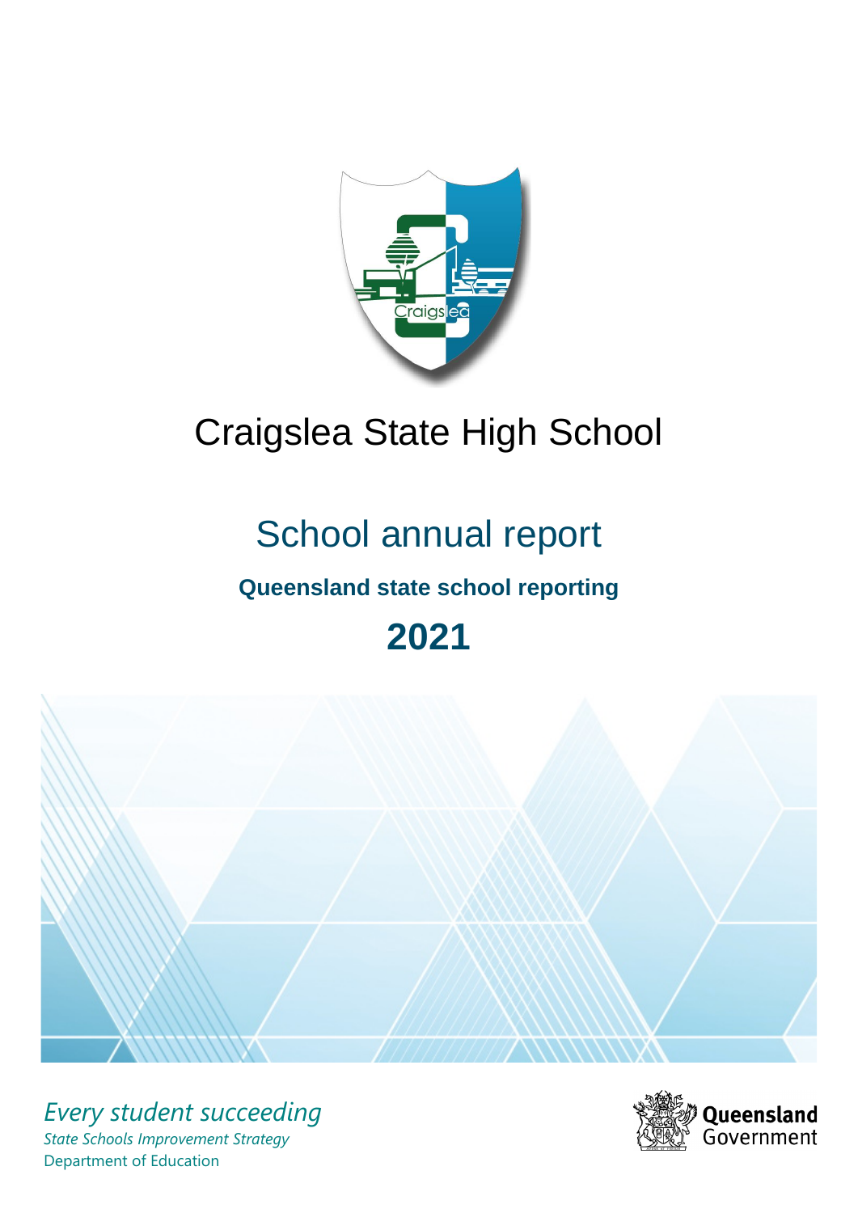# Craigslea State High School

## School annual report

**Queensland state school reporting**

**2021**

*Every student succeeding*

*State Schools Improvement Strategy*

Department of Education

Queensland Government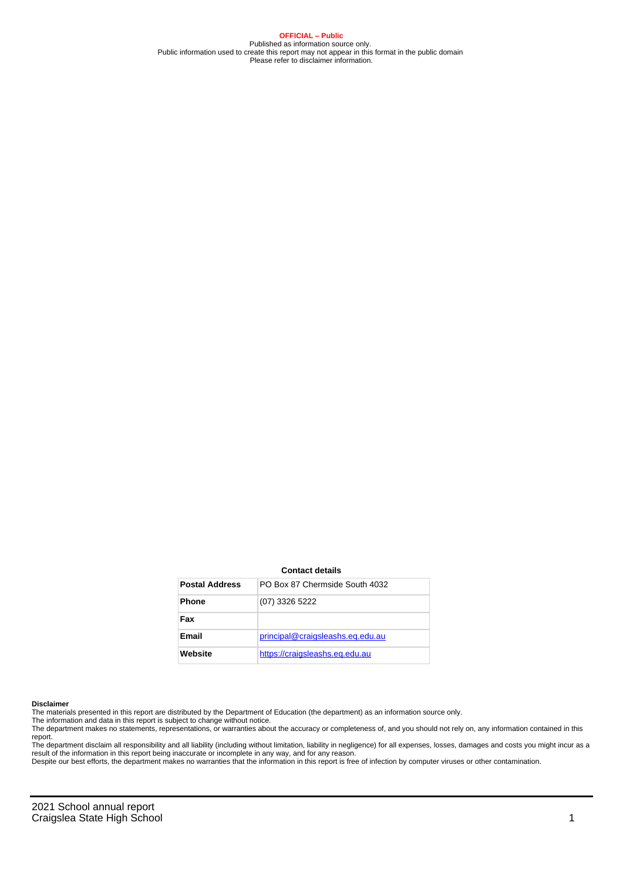**OFFICIAL – Public**
Published as information source only.
Public information used to create this report may not appear in this format in the public domain
Please refer to disclaimer information.

**Contact details**

| Postal Address | PO Box 87 Chermside South 4032 |
|---|---|
| Phone | (07) 3326 5222 |
| Fax | |
| Email | principal@craigsleashs.eq.edu.au |
| Website | https://craigsleashs.eq.edu.au |

**Disclaimer**

The materials presented in this report are distributed by the Department of Education (the department) as an information source only.

The information and data in this report is subject to change without notice.

The department makes no statements, representations, or warranties about the accuracy or completeness of, and you should not rely on, any information contained in this report.

The department disclaim all responsibility and all liability (including without limitation, liability in negligence) for all expenses, losses, damages and costs you might incur as a result of the information in this report being inaccurate or incomplete in any way, and for any reason.

Despite our best efforts, the department makes no warranties that the information in this report is free of infection by computer viruses or other contamination.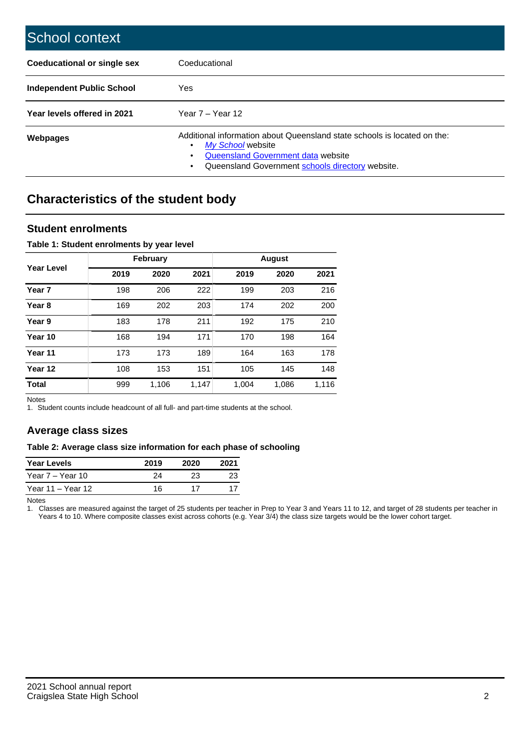# School context

| | |
|---|---|
| **Coeducational or single sex** | Coeducational |
| **Independent Public School** | Yes |
| **Year levels offered in 2021** | Year 7 – Year 12 |
| **Webpages** | Additional information about Queensland state schools is located on the: <br>• *My School* website <br>• Queensland Government data website <br>• Queensland Government schools directory website. |

## Characteristics of the student body

### Student enrolments

**Table 1: Student enrolments by year level**

| Year Level | February | | | August | | |
|---|---|---|---|---|---|---|
| | 2019 | 2020 | 2021 | 2019 | 2020 | 2021 |
| **Year 7** | 198 | 206 | 222 | 199 | 203 | 216 |
| **Year 8** | 169 | 202 | 203 | 174 | 202 | 200 |
| **Year 9** | 183 | 178 | 211 | 192 | 175 | 210 |
| **Year 10** | 168 | 194 | 171 | 170 | 198 | 164 |
| **Year 11** | 173 | 173 | 189 | 164 | 163 | 178 |
| **Year 12** | 108 | 153 | 151 | 105 | 145 | 148 |
| **Total** | 999 | 1,106 | 1,147 | 1,004 | 1,086 | 1,116 |

Notes

1. Student counts include headcount of all full- and part-time students at the school.

### Average class sizes

**Table 2: Average class size information for each phase of schooling**

| Year Levels | 2019 | 2020 | 2021 |
|---|---|---|---|
| Year 7 – Year 10 | 24 | 23 | 23 |
| Year 11 – Year 12 | 16 | 17 | 17 |

Notes

1. Classes are measured against the target of 25 students per teacher in Prep to Year 3 and Years 11 to 12, and target of 28 students per teacher in Years 4 to 10. Where composite classes exist across cohorts (e.g. Year 3/4) the class size targets would be the lower cohort target.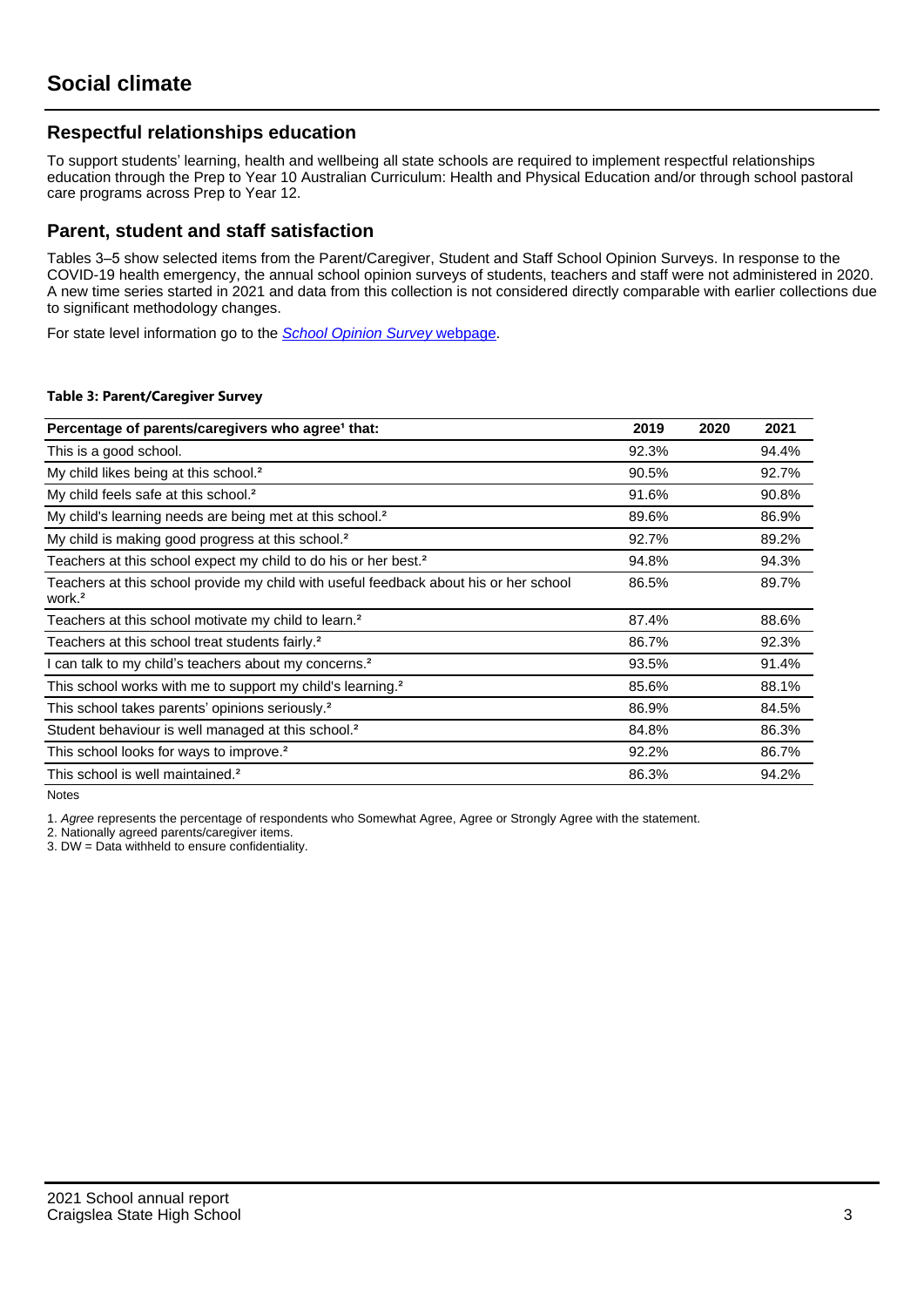# Social climate

## Respectful relationships education

To support students' learning, health and wellbeing all state schools are required to implement respectful relationships education through the Prep to Year 10 Australian Curriculum: Health and Physical Education and/or through school pastoral care programs across Prep to Year 12.

## Parent, student and staff satisfaction

Tables 3–5 show selected items from the Parent/Caregiver, Student and Staff School Opinion Surveys. In response to the COVID-19 health emergency, the annual school opinion surveys of students, teachers and staff were not administered in 2020. A new time series started in 2021 and data from this collection is not considered directly comparable with earlier collections due to significant methodology changes.

For state level information go to the *School Opinion Survey* webpage.

**Table 3: Parent/Caregiver Survey**

| Percentage of parents/caregivers who agree[1] that: | 2019 | 2020 | 2021 |
|---|---|---|---|
| This is a good school. | 92.3% | | 94.4% |
| My child likes being at this school.[2] | 90.5% | | 92.7% |
| My child feels safe at this school.[2] | 91.6% | | 90.8% |
| My child's learning needs are being met at this school.[2] | 89.6% | | 86.9% |
| My child is making good progress at this school.[2] | 92.7% | | 89.2% |
| Teachers at this school expect my child to do his or her best.[2] | 94.8% | | 94.3% |
| Teachers at this school provide my child with useful feedback about his or her school work.[2] | 86.5% | | 89.7% |
| Teachers at this school motivate my child to learn.[2] | 87.4% | | 88.6% |
| Teachers at this school treat students fairly.[2] | 86.7% | | 92.3% |
| I can talk to my child's teachers about my concerns.[2] | 93.5% | | 91.4% |
| This school works with me to support my child's learning.[2] | 85.6% | | 88.1% |
| This school takes parents' opinions seriously.[2] | 86.9% | | 84.5% |
| Student behaviour is well managed at this school.[2] | 84.8% | | 86.3% |
| This school looks for ways to improve.[2] | 92.2% | | 86.7% |
| This school is well maintained.[2] | 86.3% | | 94.2% |

Notes

1. *Agree* represents the percentage of respondents who Somewhat Agree, Agree or Strongly Agree with the statement.
2. Nationally agreed parents/caregiver items.
3. DW = Data withheld to ensure confidentiality.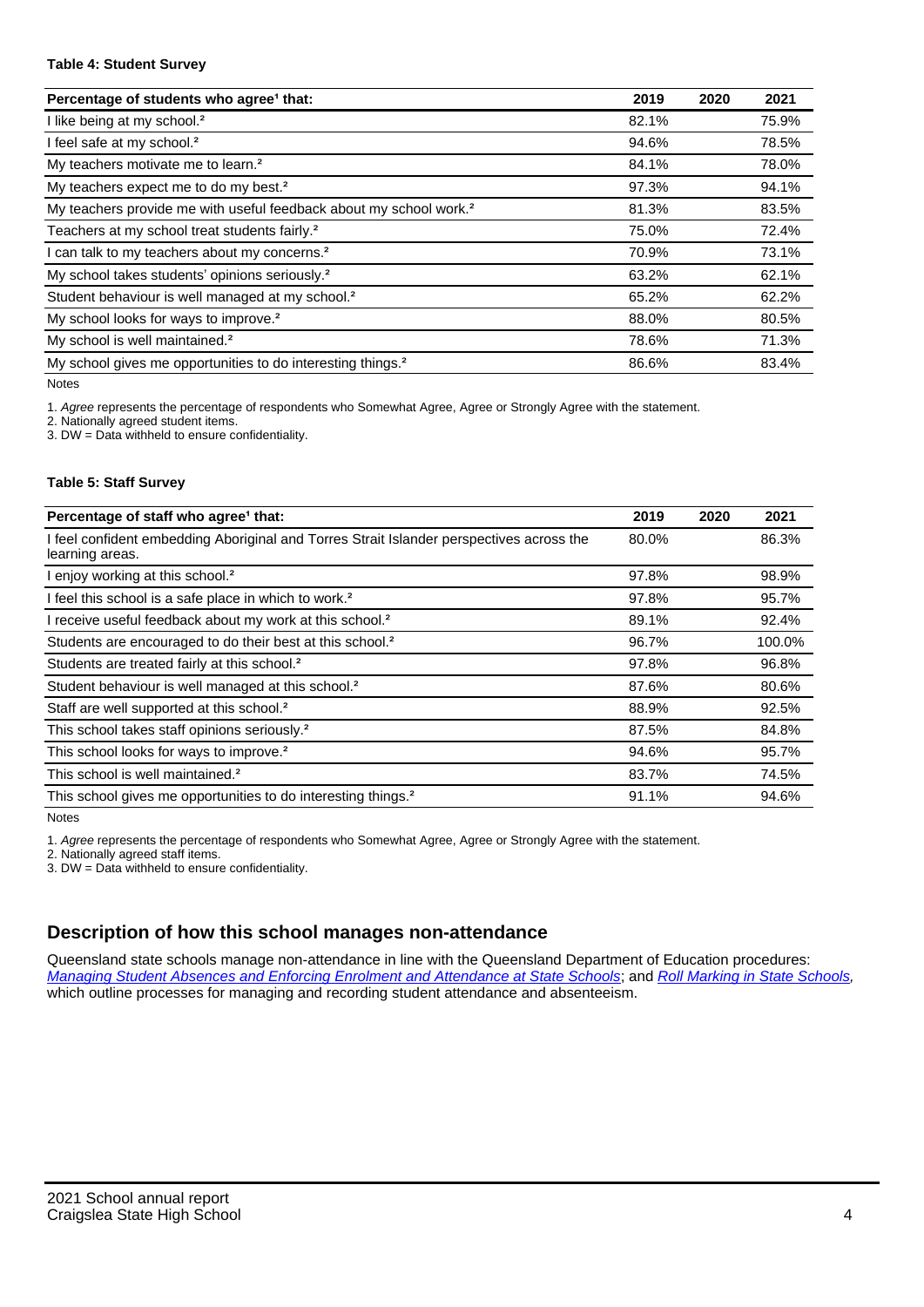#### Table 4: Student Survey

| Percentage of students who agree[1] that: | 2019 | 2020 | 2021 |
|---|---|---|---|
| I like being at my school.[2] | 82.1% | | 75.9% |
| I feel safe at my school.[2] | 94.6% | | 78.5% |
| My teachers motivate me to learn.[2] | 84.1% | | 78.0% |
| My teachers expect me to do my best.[2] | 97.3% | | 94.1% |
| My teachers provide me with useful feedback about my school work.[2] | 81.3% | | 83.5% |
| Teachers at my school treat students fairly.[2] | 75.0% | | 72.4% |
| I can talk to my teachers about my concerns.[2] | 70.9% | | 73.1% |
| My school takes students' opinions seriously.[2] | 63.2% | | 62.1% |
| Student behaviour is well managed at my school.[2] | 65.2% | | 62.2% |
| My school looks for ways to improve.[2] | 88.0% | | 80.5% |
| My school is well maintained.[2] | 78.6% | | 71.3% |
| My school gives me opportunities to do interesting things.[2] | 86.6% | | 83.4% |

Notes

1. *Agree* represents the percentage of respondents who Somewhat Agree, Agree or Strongly Agree with the statement.
2. Nationally agreed student items.
3. DW = Data withheld to ensure confidentiality.

#### Table 5: Staff Survey

| Percentage of staff who agree[1] that: | 2019 | 2020 | 2021 |
|---|---|---|---|
| I feel confident embedding Aboriginal and Torres Strait Islander perspectives across the learning areas. | 80.0% | | 86.3% |
| I enjoy working at this school.[2] | 97.8% | | 98.9% |
| I feel this school is a safe place in which to work.[2] | 97.8% | | 95.7% |
| I receive useful feedback about my work at this school.[2] | 89.1% | | 92.4% |
| Students are encouraged to do their best at this school.[2] | 96.7% | | 100.0% |
| Students are treated fairly at this school.[2] | 97.8% | | 96.8% |
| Student behaviour is well managed at this school.[2] | 87.6% | | 80.6% |
| Staff are well supported at this school.[2] | 88.9% | | 92.5% |
| This school takes staff opinions seriously.[2] | 87.5% | | 84.8% |
| This school looks for ways to improve.[2] | 94.6% | | 95.7% |
| This school is well maintained.[2] | 83.7% | | 74.5% |
| This school gives me opportunities to do interesting things.[2] | 91.1% | | 94.6% |

Notes

1. *Agree* represents the percentage of respondents who Somewhat Agree, Agree or Strongly Agree with the statement.
2. Nationally agreed staff items.
3. DW = Data withheld to ensure confidentiality.

## Description of how this school manages non-attendance

Queensland state schools manage non-attendance in line with the Queensland Department of Education procedures: *Managing Student Absences and Enforcing Enrolment and Attendance at State Schools*; and *Roll Marking in State Schools*, which outline processes for managing and recording student attendance and absenteeism.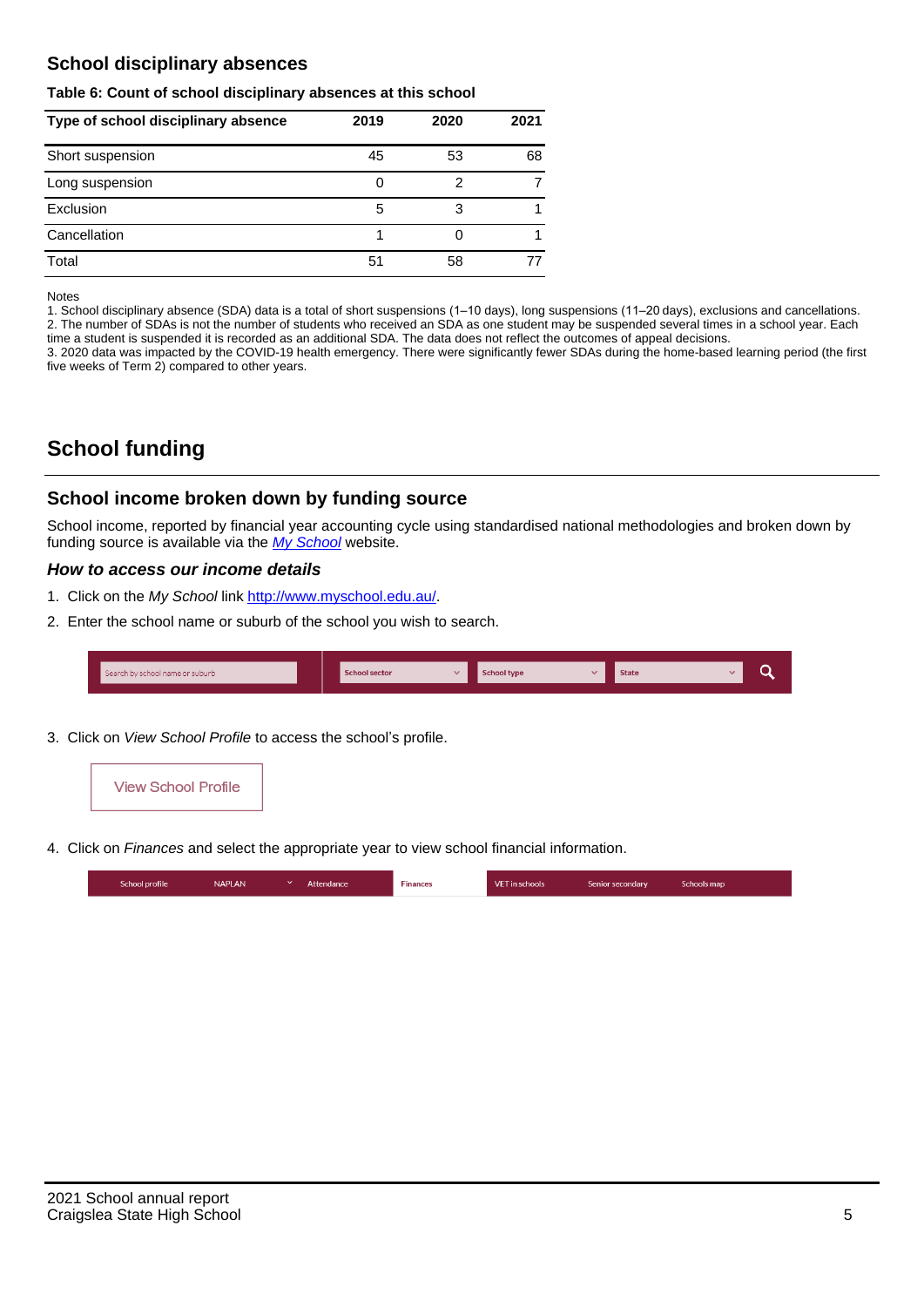## School disciplinary absences

**Table 6: Count of school disciplinary absences at this school**

| Type of school disciplinary absence | 2019 | 2020 | 2021 |
|---|---|---|---|
| Short suspension | 45 | 53 | 68 |
| Long suspension | 0 | 2 | 7 |
| Exclusion | 5 | 3 | 1 |
| Cancellation | 1 | 0 | 1 |
| Total | 51 | 58 | 77 |

Notes

1. School disciplinary absence (SDA) data is a total of short suspensions (1–10 days), long suspensions (11–20 days), exclusions and cancellations.
2. The number of SDAs is not the number of students who received an SDA as one student may be suspended several times in a school year. Each time a student is suspended it is recorded as an additional SDA. The data does not reflect the outcomes of appeal decisions.
3. 2020 data was impacted by the COVID-19 health emergency. There were significantly fewer SDAs during the home-based learning period (the first five weeks of Term 2) compared to other years.

# School funding

## School income broken down by funding source

School income, reported by financial year accounting cycle using standardised national methodologies and broken down by funding source is available via the *My School* website.

### *How to access our income details*

1. Click on the *My School* link http://www.myschool.edu.au/.
2. Enter the school name or suburb of the school you wish to search.

Search by school name or suburb | School sector | School type | State

3. Click on *View School Profile* to access the school's profile.

View School Profile

4. Click on *Finances* and select the appropriate year to view school financial information.

School profile | NAPLAN | Attendance | Finances | VET in schools | Senior secondary | Schools map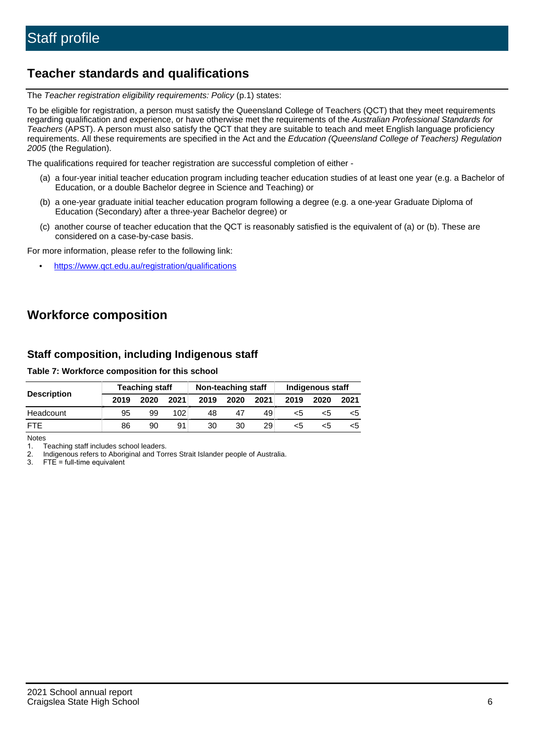# Staff profile

## Teacher standards and qualifications

The *Teacher registration eligibility requirements: Policy* (p.1) states:

To be eligible for registration, a person must satisfy the Queensland College of Teachers (QCT) that they meet requirements regarding qualification and experience, or have otherwise met the requirements of the *Australian Professional Standards for Teachers* (APST). A person must also satisfy the QCT that they are suitable to teach and meet English language proficiency requirements. All these requirements are specified in the Act and the *Education (Queensland College of Teachers) Regulation 2005* (the Regulation).

The qualifications required for teacher registration are successful completion of either -

(a) a four-year initial teacher education program including teacher education studies of at least one year (e.g. a Bachelor of Education, or a double Bachelor degree in Science and Teaching) or

(b) a one-year graduate initial teacher education program following a degree (e.g. a one-year Graduate Diploma of Education (Secondary) after a three-year Bachelor degree) or

(c) another course of teacher education that the QCT is reasonably satisfied is the equivalent of (a) or (b). These are considered on a case-by-case basis.

For more information, please refer to the following link:

- https://www.qct.edu.au/registration/qualifications

## Workforce composition

### Staff composition, including Indigenous staff

**Table 7: Workforce composition for this school**

| Description | Teaching staff | | | Non-teaching staff | | | Indigenous staff | | |
|---|---|---|---|---|---|---|---|---|---|
| | 2019 | 2020 | 2021 | 2019 | 2020 | 2021 | 2019 | 2020 | 2021 |
| Headcount | 95 | 99 | 102 | 48 | 47 | 49 | <5 | <5 | <5 |
| FTE | 86 | 90 | 91 | 30 | 30 | 29 | <5 | <5 | <5 |

Notes

1. Teaching staff includes school leaders.
2. Indigenous refers to Aboriginal and Torres Strait Islander people of Australia.
3. FTE = full-time equivalent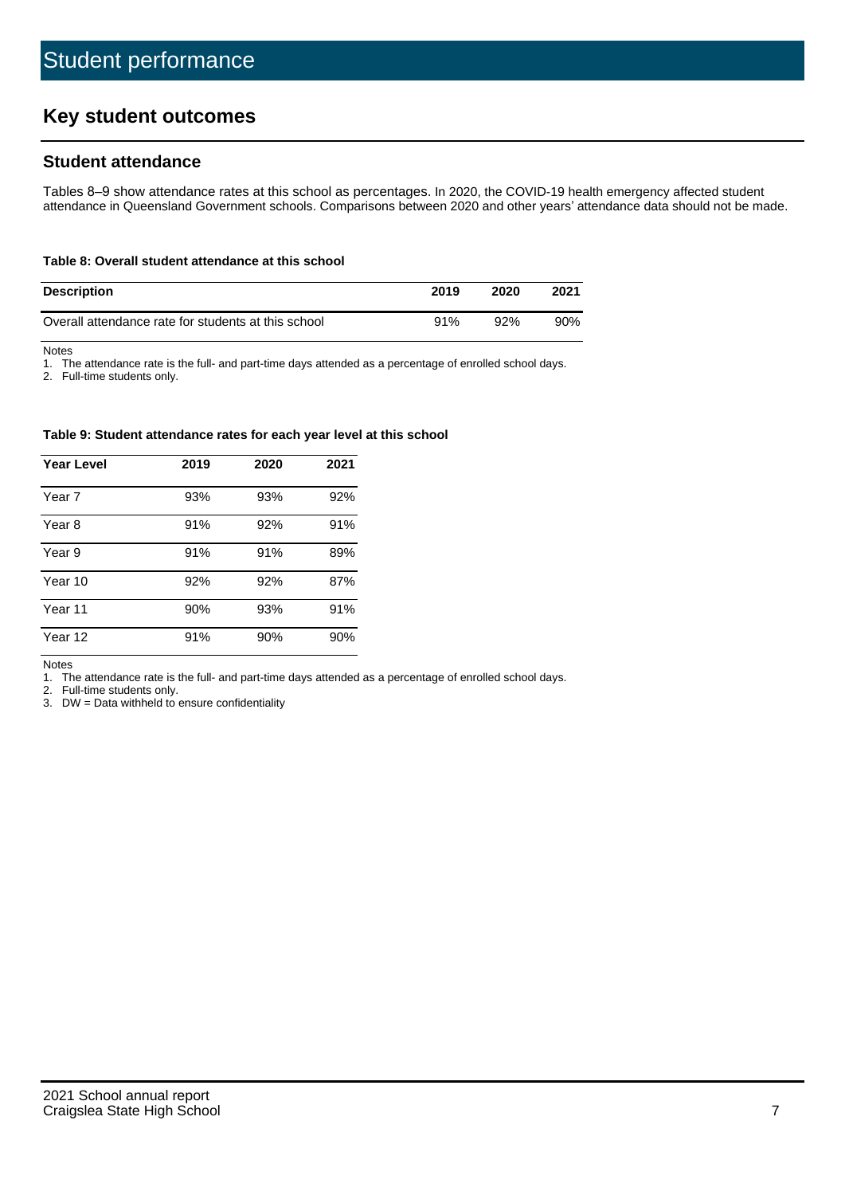# Student performance

## Key student outcomes

### Student attendance

Tables 8–9 show attendance rates at this school as percentages. In 2020, the COVID-19 health emergency affected student attendance in Queensland Government schools. Comparisons between 2020 and other years' attendance data should not be made.

**Table 8: Overall student attendance at this school**

| Description | 2019 | 2020 | 2021 |
|---|---|---|---|
| Overall attendance rate for students at this school | 91% | 92% | 90% |

Notes
1. The attendance rate is the full- and part-time days attended as a percentage of enrolled school days.
2. Full-time students only.

**Table 9: Student attendance rates for each year level at this school**

| Year Level | 2019 | 2020 | 2021 |
|---|---|---|---|
| Year 7 | 93% | 93% | 92% |
| Year 8 | 91% | 92% | 91% |
| Year 9 | 91% | 91% | 89% |
| Year 10 | 92% | 92% | 87% |
| Year 11 | 90% | 93% | 91% |
| Year 12 | 91% | 90% | 90% |

Notes
1. The attendance rate is the full- and part-time days attended as a percentage of enrolled school days.
2. Full-time students only.
3. DW = Data withheld to ensure confidentiality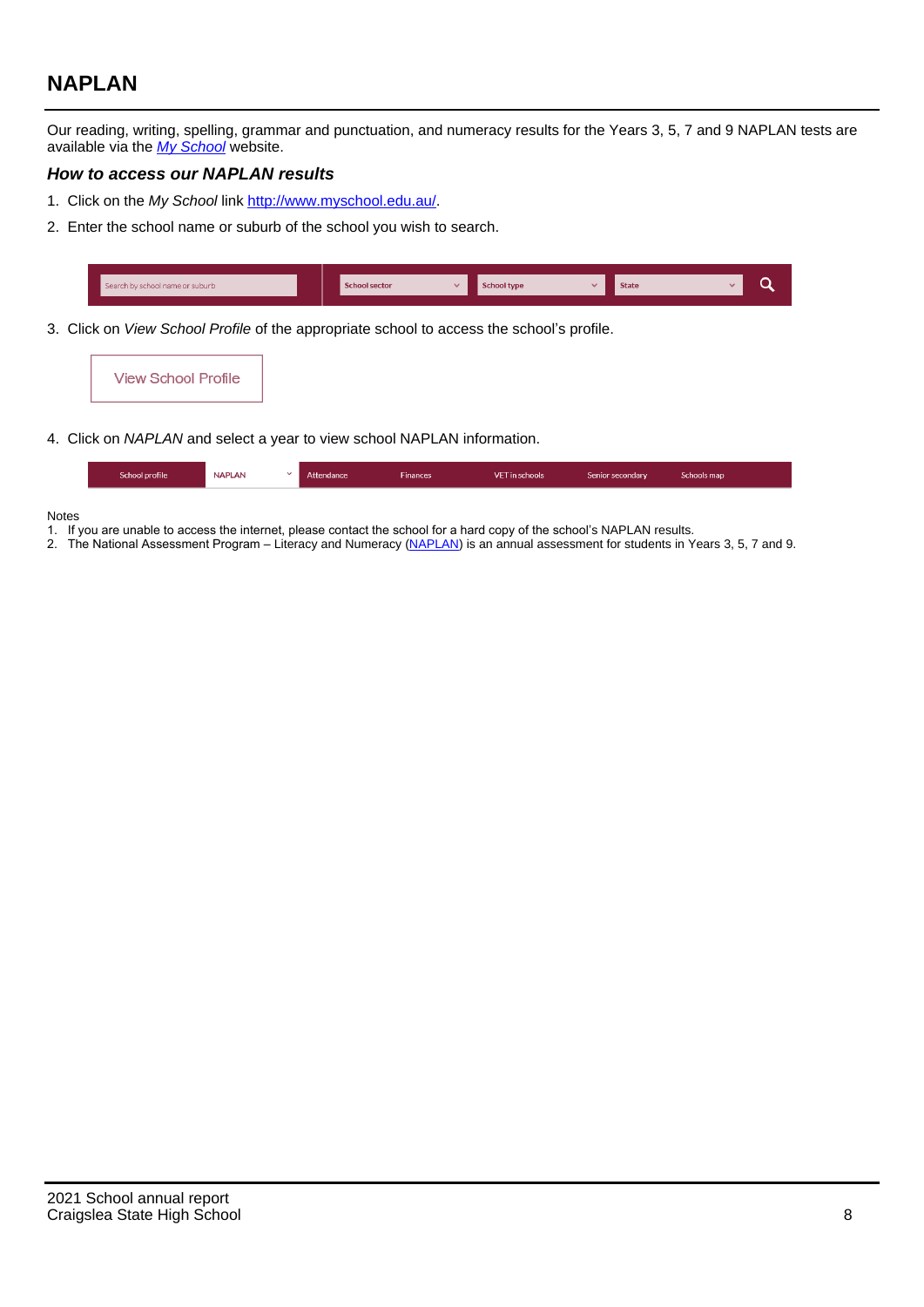## NAPLAN

Our reading, writing, spelling, grammar and punctuation, and numeracy results for the Years 3, 5, 7 and 9 NAPLAN tests are available via the *My School* website.

### *How to access our NAPLAN results*

1. Click on the *My School* link http://www.myschool.edu.au/.
2. Enter the school name or suburb of the school you wish to search.

Search by school name or suburb | School sector | School type | State

3. Click on *View School Profile* of the appropriate school to access the school's profile.

View School Profile

4. Click on *NAPLAN* and select a year to view school NAPLAN information.

School profile | NAPLAN | Attendance | Finances | VET in schools | Senior secondary | Schools map

Notes

1. If you are unable to access the internet, please contact the school for a hard copy of the school's NAPLAN results.
2. The National Assessment Program – Literacy and Numeracy (NAPLAN) is an annual assessment for students in Years 3, 5, 7 and 9.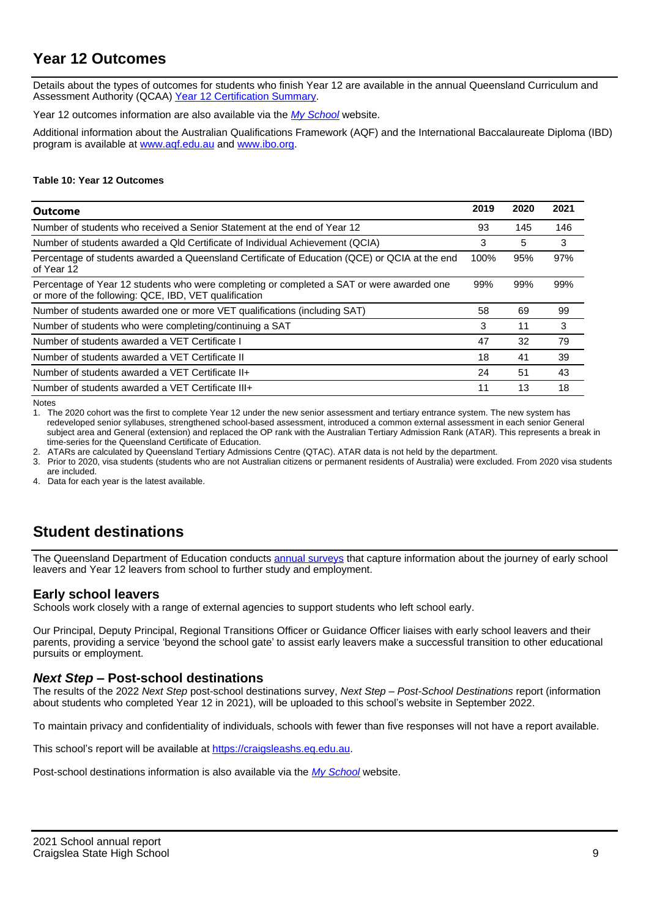## Year 12 Outcomes

Details about the types of outcomes for students who finish Year 12 are available in the annual Queensland Curriculum and Assessment Authority (QCAA) Year 12 Certification Summary.

Year 12 outcomes information are also available via the *My School* website.

Additional information about the Australian Qualifications Framework (AQF) and the International Baccalaureate Diploma (IBD) program is available at www.aqf.edu.au and www.ibo.org.

**Table 10: Year 12 Outcomes**

| Outcome | 2019 | 2020 | 2021 |
|---|---|---|---|
| Number of students who received a Senior Statement at the end of Year 12 | 93 | 145 | 146 |
| Number of students awarded a Qld Certificate of Individual Achievement (QCIA) | 3 | 5 | 3 |
| Percentage of students awarded a Queensland Certificate of Education (QCE) or QCIA at the end of Year 12 | 100% | 95% | 97% |
| Percentage of Year 12 students who were completing or completed a SAT or were awarded one or more of the following: QCE, IBD, VET qualification | 99% | 99% | 99% |
| Number of students awarded one or more VET qualifications (including SAT) | 58 | 69 | 99 |
| Number of students who were completing/continuing a SAT | 3 | 11 | 3 |
| Number of students awarded a VET Certificate I | 47 | 32 | 79 |
| Number of students awarded a VET Certificate II | 18 | 41 | 39 |
| Number of students awarded a VET Certificate II+ | 24 | 51 | 43 |
| Number of students awarded a VET Certificate III+ | 11 | 13 | 18 |

Notes

1. The 2020 cohort was the first to complete Year 12 under the new senior assessment and tertiary entrance system. The new system has redeveloped senior syllabuses, strengthened school-based assessment, introduced a common external assessment in each senior General subject area and General (extension) and replaced the OP rank with the Australian Tertiary Admission Rank (ATAR). This represents a break in time-series for the Queensland Certificate of Education.
2. ATARs are calculated by Queensland Tertiary Admissions Centre (QTAC). ATAR data is not held by the department.
3. Prior to 2020, visa students (students who are not Australian citizens or permanent residents of Australia) were excluded. From 2020 visa students are included.
4. Data for each year is the latest available.

## Student destinations

The Queensland Department of Education conducts annual surveys that capture information about the journey of early school leavers and Year 12 leavers from school to further study and employment.

### Early school leavers

Schools work closely with a range of external agencies to support students who left school early.

Our Principal, Deputy Principal, Regional Transitions Officer or Guidance Officer liaises with early school leavers and their parents, providing a service 'beyond the school gate' to assist early leavers make a successful transition to other educational pursuits or employment.

### *Next Step* – Post-school destinations

The results of the 2022 *Next Step* post-school destinations survey, *Next Step – Post-School Destinations* report (information about students who completed Year 12 in 2021), will be uploaded to this school's website in September 2022.

To maintain privacy and confidentiality of individuals, schools with fewer than five responses will not have a report available.

This school's report will be available at https://craigsleashs.eq.edu.au.

Post-school destinations information is also available via the *My School* website.